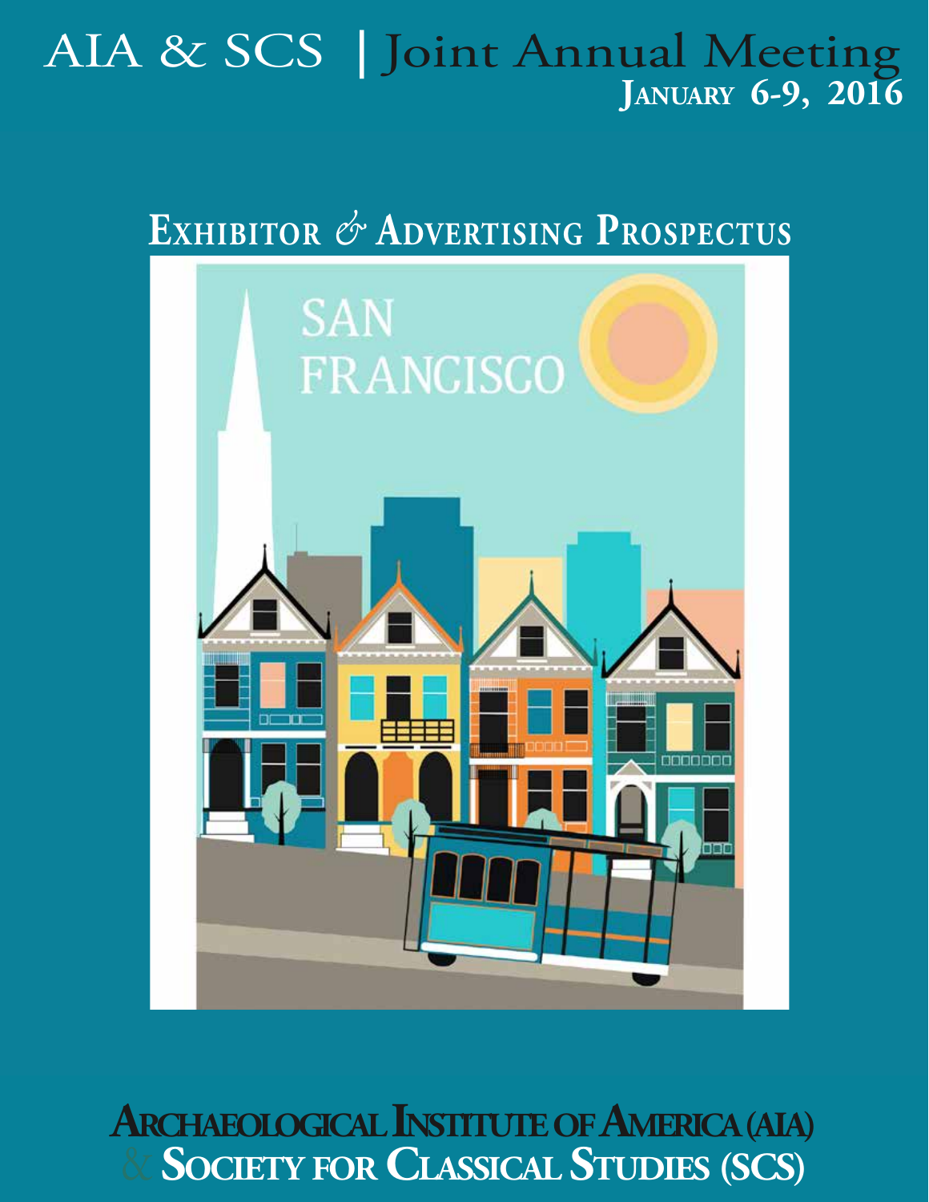# AIA & SCS | Joint Annual Meeting

**January 6-9, 2016**

## Exhibitor & Advertising Prospectus

SAN FRANCISCO

**Archaeological Institute of America (AIA)**
**& Society for Classical Studies (SCS)**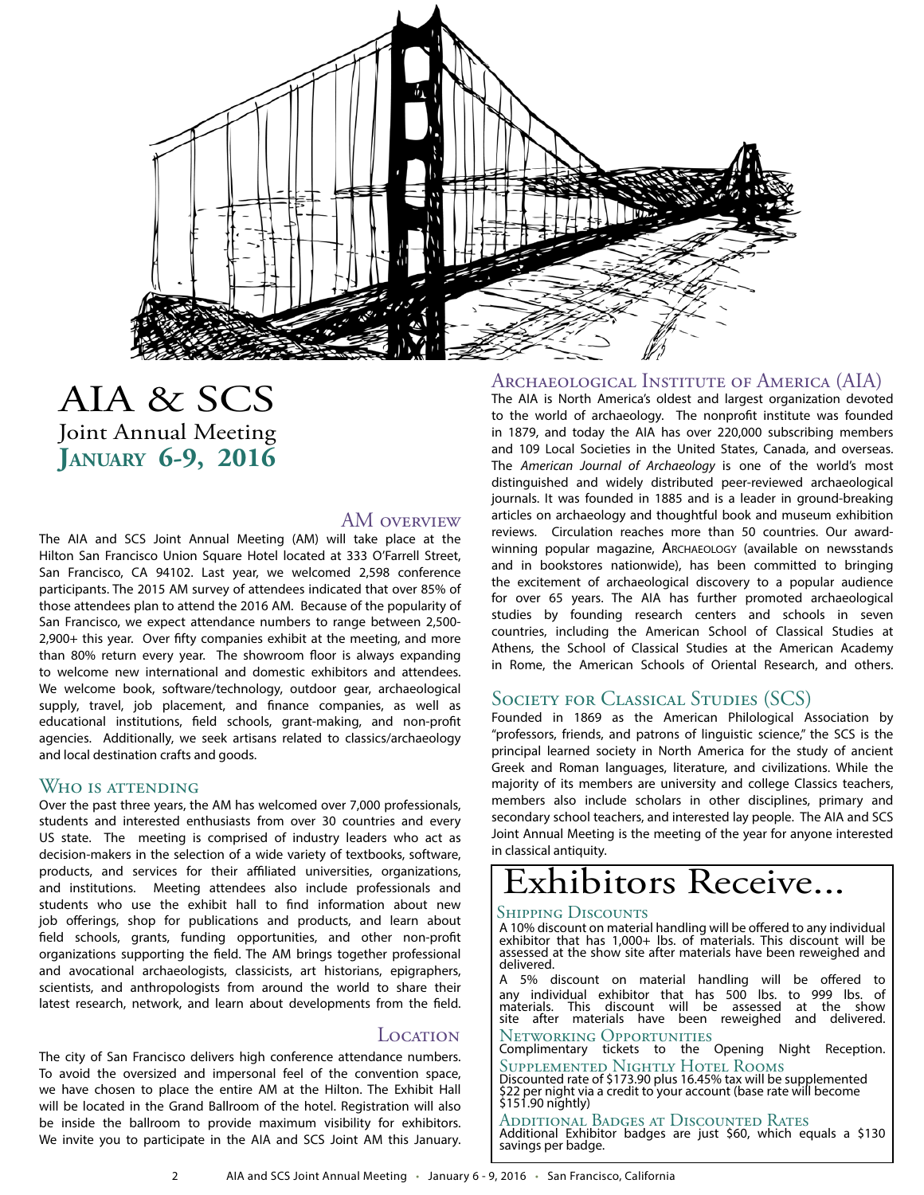# AIA & SCS

## Joint Annual Meeting

## **January 6-9, 2016**

### AM overview

The AIA and SCS Joint Annual Meeting (AM) will take place at the Hilton San Francisco Union Square Hotel located at 333 O'Farrell Street, San Francisco, CA 94102. Last year, we welcomed 2,598 conference participants. The 2015 AM survey of attendees indicated that over 85% of those attendees plan to attend the 2016 AM. Because of the popularity of San Francisco, we expect attendance numbers to range between 2,500-2,900+ this year. Over fifty companies exhibit at the meeting, and more than 80% return every year. The showroom floor is always expanding to welcome new international and domestic exhibitors and attendees. We welcome book, software/technology, outdoor gear, archaeological supply, travel, job placement, and finance companies, as well as educational institutions, field schools, grant-making, and non-profit agencies. Additionally, we seek artisans related to classics/archaeology and local destination crafts and goods.

### Who is attending

Over the past three years, the AM has welcomed over 7,000 professionals, students and interested enthusiasts from over 30 countries and every US state. The meeting is comprised of industry leaders who act as decision-makers in the selection of a wide variety of textbooks, software, products, and services for their affiliated universities, organizations, and institutions. Meeting attendees also include professionals and students who use the exhibit hall to find information about new job offerings, shop for publications and products, and learn about field schools, grants, funding opportunities, and other non-profit organizations supporting the field. The AM brings together professional and avocational archaeologists, classicists, art historians, epigraphers, scientists, and anthropologists from around the world to share their latest research, network, and learn about developments from the field.

### Location

The city of San Francisco delivers high conference attendance numbers. To avoid the oversized and impersonal feel of the convention space, we have chosen to place the entire AM at the Hilton. The Exhibit Hall will be located in the Grand Ballroom of the hotel. Registration will also be inside the ballroom to provide maximum visibility for exhibitors. We invite you to participate in the AIA and SCS Joint AM this January.

### Archaeological Institute of America (AIA)

The AIA is North America's oldest and largest organization devoted to the world of archaeology. The nonprofit institute was founded in 1879, and today the AIA has over 220,000 subscribing members and 109 Local Societies in the United States, Canada, and overseas. The *American Journal of Archaeology* is one of the world's most distinguished and widely distributed peer-reviewed archaeological journals. It was founded in 1885 and is a leader in ground-breaking articles on archaeology and thoughtful book and museum exhibition reviews. Circulation reaches more than 50 countries. Our award-winning popular magazine, Archaeology (available on newsstands and in bookstores nationwide), has been committed to bringing the excitement of archaeological discovery to a popular audience for over 65 years. The AIA has further promoted archaeological studies by founding research centers and schools in seven countries, including the American School of Classical Studies at Athens, the School of Classical Studies at the American Academy in Rome, the American Schools of Oriental Research, and others.

### Society for Classical Studies (SCS)

Founded in 1869 as the American Philological Association by "professors, friends, and patrons of linguistic science," the SCS is the principal learned society in North America for the study of ancient Greek and Roman languages, literature, and civilizations. While the majority of its members are university and college Classics teachers, members also include scholars in other disciplines, primary and secondary school teachers, and interested lay people. The AIA and SCS Joint Annual Meeting is the meeting of the year for anyone interested in classical antiquity.

## Exhibitors Receive...

### Shipping Discounts

A 10% discount on material handling will be offered to any individual exhibitor that has 1,000+ lbs. of materials. This discount will be assessed at the show site after materials have been reweighed and delivered.

A 5% discount on material handling will be offered to any individual exhibitor that has 500 lbs. to 999 lbs. of materials. This discount will be assessed at the show site after materials have been reweighed and delivered.

### Networking Opportunities

Complimentary tickets to the Opening Night Reception.

### Supplemented Nightly Hotel Rooms

Discounted rate of $173.90 plus 16.45% tax will be supplemented $22 per night via a credit to your account (base rate will become $151.90 nightly)

### Additional Badges at Discounted Rates

Additional Exhibitor badges are just $60, which equals a $130 savings per badge.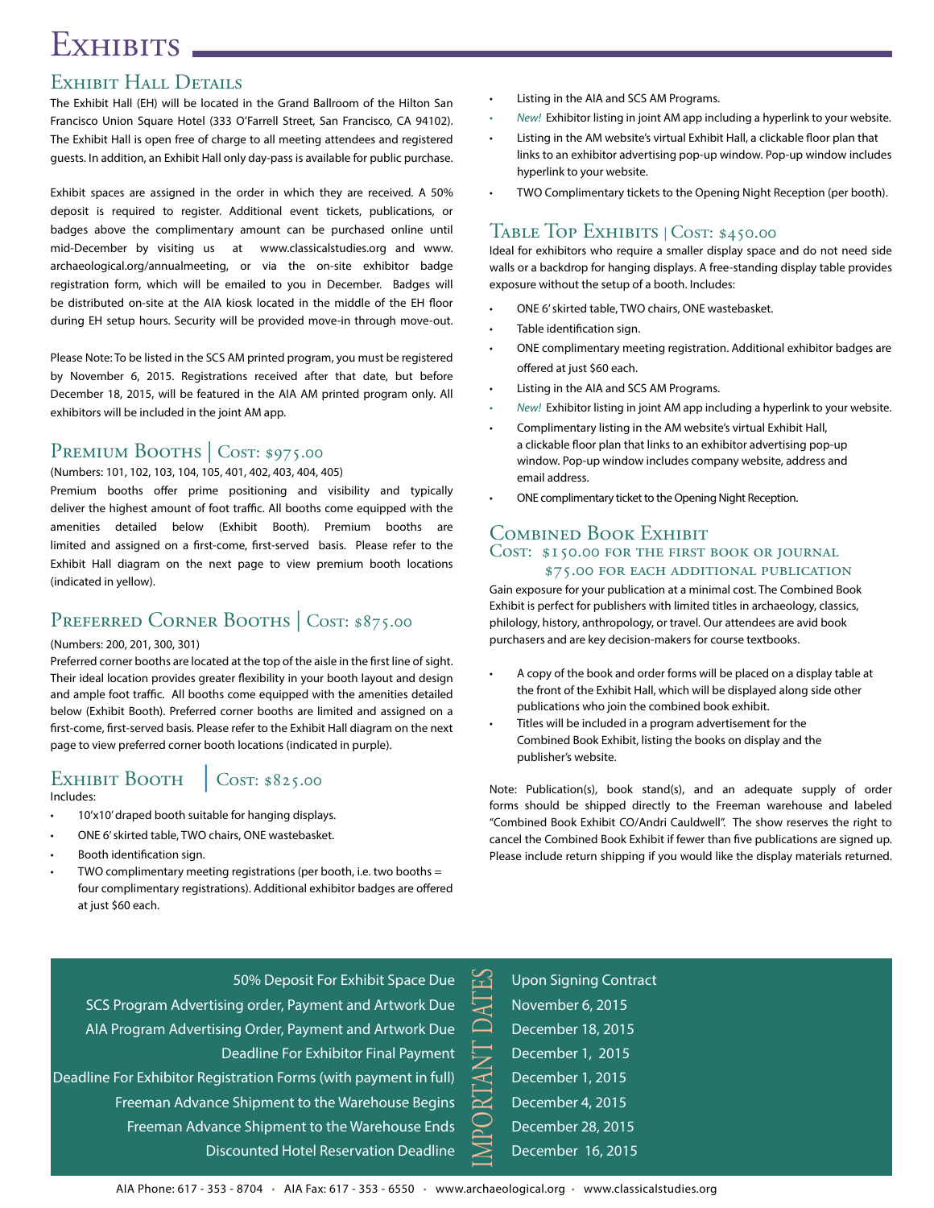# Exhibits

## Exhibit Hall Details

The Exhibit Hall (EH) will be located in the Grand Ballroom of the Hilton San Francisco Union Square Hotel (333 O'Farrell Street, San Francisco, CA 94102). The Exhibit Hall is open free of charge to all meeting attendees and registered guests. In addition, an Exhibit Hall only day-pass is available for public purchase.

Exhibit spaces are assigned in the order in which they are received. A 50% deposit is required to register. Additional event tickets, publications, or badges above the complimentary amount can be purchased online until mid-December by visiting us at www.classicalstudies.org and www.archaeological.org/annualmeeting, or via the on-site exhibitor badge registration form, which will be emailed to you in December. Badges will be distributed on-site at the AIA kiosk located in the middle of the EH floor during EH setup hours. Security will be provided move-in through move-out.

Please Note: To be listed in the SCS AM printed program, you must be registered by November 6, 2015. Registrations received after that date, but before December 18, 2015, will be featured in the AIA AM printed program only. All exhibitors will be included in the joint AM app.

## Premium Booths | Cost: $975.00

(Numbers: 101, 102, 103, 104, 105, 401, 402, 403, 404, 405)

Premium booths offer prime positioning and visibility and typically deliver the highest amount of foot traffic. All booths come equipped with the amenities detailed below (Exhibit Booth). Premium booths are limited and assigned on a first-come, first-served basis. Please refer to the Exhibit Hall diagram on the next page to view premium booth locations (indicated in yellow).

## Preferred Corner Booths | Cost: $875.00

(Numbers: 200, 201, 300, 301)

Preferred corner booths are located at the top of the aisle in the first line of sight. Their ideal location provides greater flexibility in your booth layout and design and ample foot traffic. All booths come equipped with the amenities detailed below (Exhibit Booth). Preferred corner booths are limited and assigned on a first-come, first-served basis. Please refer to the Exhibit Hall diagram on the next page to view preferred corner booth locations (indicated in purple).

## Exhibit Booth | Cost: $825.00

Includes:

- 10'x10' draped booth suitable for hanging displays.
- ONE 6' skirted table, TWO chairs, ONE wastebasket.
- Booth identification sign.
- TWO complimentary meeting registrations (per booth, i.e. two booths = four complimentary registrations). Additional exhibitor badges are offered at just $60 each.
- Listing in the AIA and SCS AM Programs.
- *New!* Exhibitor listing in joint AM app including a hyperlink to your website.
- Listing in the AM website's virtual Exhibit Hall, a clickable floor plan that links to an exhibitor advertising pop-up window. Pop-up window includes hyperlink to your website.
- TWO Complimentary tickets to the Opening Night Reception (per booth).

## Table Top Exhibits | Cost: $450.00

Ideal for exhibitors who require a smaller display space and do not need side walls or a backdrop for hanging displays. A free-standing display table provides exposure without the setup of a booth. Includes:

- ONE 6' skirted table, TWO chairs, ONE wastebasket.
- Table identification sign.
- ONE complimentary meeting registration. Additional exhibitor badges are offered at just $60 each.
- Listing in the AIA and SCS AM Programs.
- *New!* Exhibitor listing in joint AM app including a hyperlink to your website.
- Complimentary listing in the AM website's virtual Exhibit Hall, a clickable floor plan that links to an exhibitor advertising pop-up window. Pop-up window includes company website, address and email address.
- ONE complimentary ticket to the Opening Night Reception.

## Combined Book Exhibit

### Cost: $150.00 for the first book or journal
### $75.00 for each additional publication

Gain exposure for your publication at a minimal cost. The Combined Book Exhibit is perfect for publishers with limited titles in archaeology, classics, philology, history, anthropology, or travel. Our attendees are avid book purchasers and are key decision-makers for course textbooks.

- A copy of the book and order forms will be placed on a display table at the front of the Exhibit Hall, which will be displayed along side other publications who join the combined book exhibit.
- Titles will be included in a program advertisement for the Combined Book Exhibit, listing the books on display and the publisher's website.

Note: Publication(s), book stand(s), and an adequate supply of order forms should be shipped directly to the Freeman warehouse and labeled "Combined Book Exhibit CO/Andri Cauldwell". The show reserves the right to cancel the Combined Book Exhibit if fewer than five publications are signed up. Please include return shipping if you would like the display materials returned.

## Important Dates

| | |
|---|---|
| 50% Deposit For Exhibit Space Due | Upon Signing Contract |
| SCS Program Advertising order, Payment and Artwork Due | November 6, 2015 |
| AIA Program Advertising Order, Payment and Artwork Due | December 18, 2015 |
| Deadline For Exhibitor Final Payment | December 1, 2015 |
| Deadline For Exhibitor Registration Forms (with payment in full) | December 1, 2015 |
| Freeman Advance Shipment to the Warehouse Begins | December 4, 2015 |
| Freeman Advance Shipment to the Warehouse Ends | December 28, 2015 |
| Discounted Hotel Reservation Deadline | December 16, 2015 |

AIA Phone: 617 - 353 - 8704 • AIA Fax: 617 - 353 - 6550 • www.archaeological.org • www.classicalstudies.org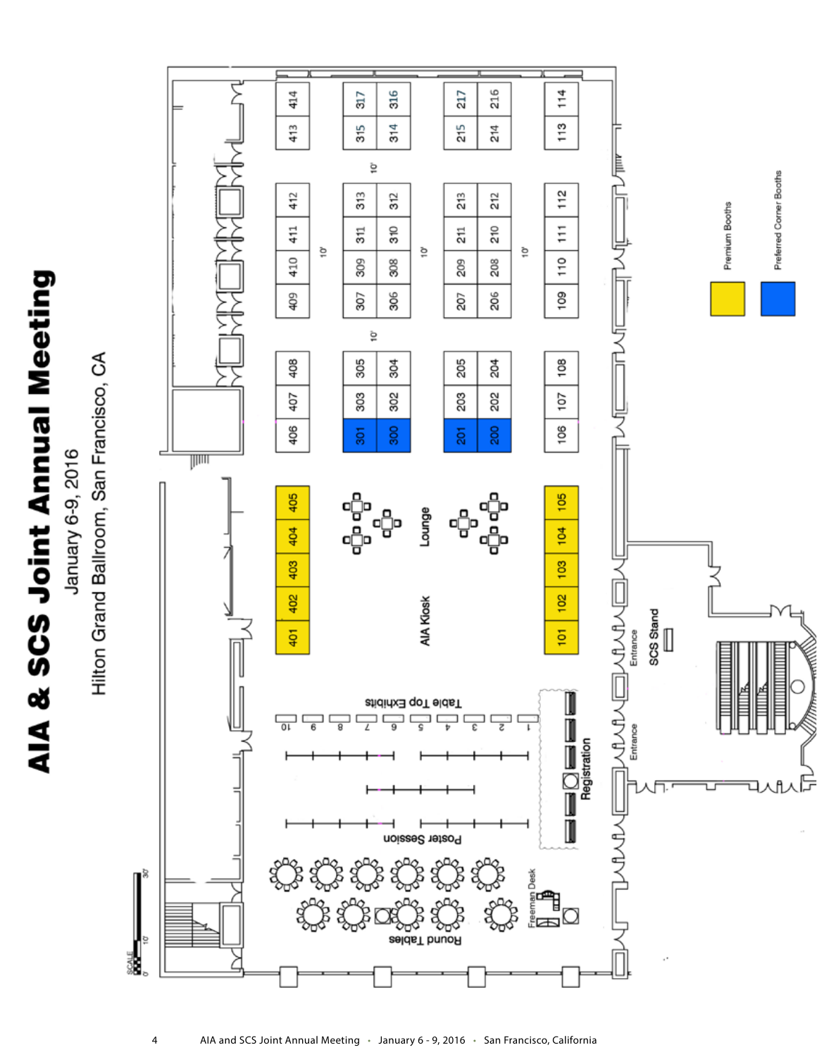# AIA & SCS Joint Annual Meeting

January 6-9, 2016

Hilton Grand Ballroom, San Francisco, CA

SCALE 0' 10' 30'

414 413 412 411 410 409 408 407 406

317 316 315 314 313 312 311 310 309 308 307 306 305 304 303 302 301 300

217 216 215 214 213 212 211 210 209 208 207 206 205 204 203 202 201 200

114 113 112 111 110 109 108 107 106

10'

405 404 403 402 401

Lounge

AIA Kiosk

105 104 103 102 101

Table Top Exhibits

10 9 8 7 6 5 4 3 2 1

Poster Session

Registration

Entrance

Entrance

SCS Stand

Round Tables

Freeman Desk

Premium Booths

Preferred Corner Booths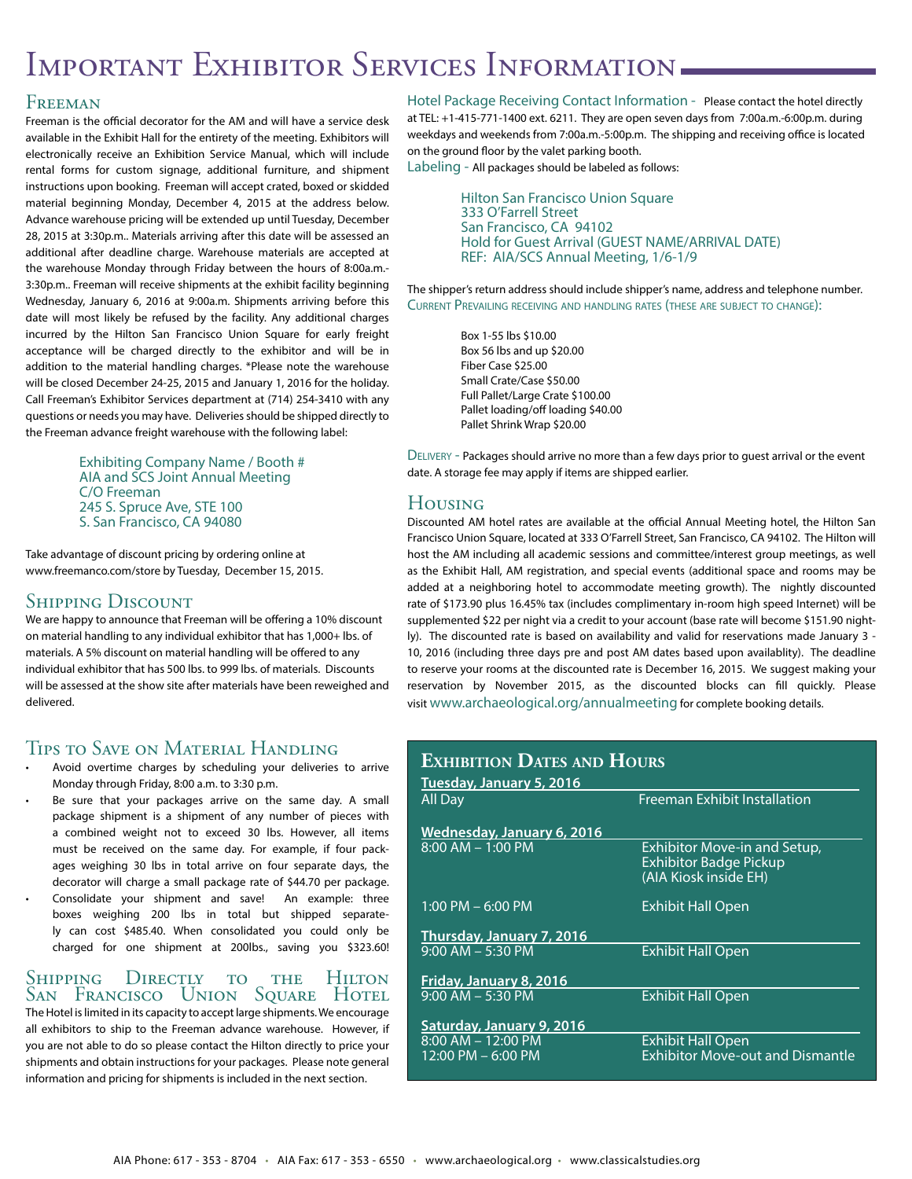# Important Exhibitor Services Information

## Freeman

Freeman is the official decorator for the AM and will have a service desk available in the Exhibit Hall for the entirety of the meeting. Exhibitors will electronically receive an Exhibition Service Manual, which will include rental forms for custom signage, additional furniture, and shipment instructions upon booking. Freeman will accept crated, boxed or skidded material beginning Monday, December 4, 2015 at the address below. Advance warehouse pricing will be extended up until Tuesday, December 28, 2015 at 3:30p.m.. Materials arriving after this date will be assessed an additional after deadline charge. Warehouse materials are accepted at the warehouse Monday through Friday between the hours of 8:00a.m.-3:30p.m.. Freeman will receive shipments at the exhibit facility beginning Wednesday, January 6, 2016 at 9:00a.m. Shipments arriving before this date will most likely be refused by the facility. Any additional charges incurred by the Hilton San Francisco Union Square for early freight acceptance will be charged directly to the exhibitor and will be in addition to the material handling charges. *Please note the warehouse will be closed December 24-25, 2015 and January 1, 2016 for the holiday. Call Freeman's Exhibitor Services department at (714) 254-3410 with any questions or needs you may have. Deliveries should be shipped directly to the Freeman advance freight warehouse with the following label:

> Exhibiting Company Name / Booth #
> AIA and SCS Joint Annual Meeting
> C/O Freeman
> 245 S. Spruce Ave, STE 100
> S. San Francisco, CA 94080

Take advantage of discount pricing by ordering online at www.freemanco.com/store by Tuesday, December 15, 2015.

## Shipping Discount

We are happy to announce that Freeman will be offering a 10% discount on material handling to any individual exhibitor that has 1,000+ lbs. of materials. A 5% discount on material handling will be offered to any individual exhibitor that has 500 lbs. to 999 lbs. of materials. Discounts will be assessed at the show site after materials have been reweighed and delivered.

## Tips to Save on Material Handling

- Avoid overtime charges by scheduling your deliveries to arrive Monday through Friday, 8:00 a.m. to 3:30 p.m.
- Be sure that your packages arrive on the same day. A small package shipment is a shipment of any number of pieces with a combined weight not to exceed 30 lbs. However, all items must be received on the same day. For example, if four packages weighing 30 lbs in total arrive on four separate days, the decorator will charge a small package rate of $44.70 per package.
- Consolidate your shipment and save! An example: three boxes weighing 200 lbs in total but shipped separately can cost $485.40. When consolidated you could only be charged for one shipment at 200lbs., saving you $323.60!

## Shipping Directly to the Hilton San Francisco Union Square Hotel

The Hotel is limited in its capacity to accept large shipments. We encourage all exhibitors to ship to the Freeman advance warehouse. However, if you are not able to do so please contact the Hilton directly to price your shipments and obtain instructions for your packages. Please note general information and pricing for shipments is included in the next section.

**Hotel Package Receiving Contact Information -** Please contact the hotel directly at TEL: +1-415-771-1400 ext. 6211. They are open seven days from 7:00a.m.-6:00p.m. during weekdays and weekends from 7:00a.m.-5:00p.m. The shipping and receiving office is located on the ground floor by the valet parking booth.

**Labeling -** All packages should be labeled as follows:

> Hilton San Francisco Union Square
> 333 O'Farrell Street
> San Francisco, CA 94102
> Hold for Guest Arrival (GUEST NAME/ARRIVAL DATE)
> REF: AIA/SCS Annual Meeting, 1/6-1/9

The shipper's return address should include shipper's name, address and telephone number.

**Current Prevailing receiving and handling rates (these are subject to change):**

- Box 1-55 lbs $10.00
- Box 56 lbs and up $20.00
- Fiber Case $25.00
- Small Crate/Case $50.00
- Full Pallet/Large Crate $100.00
- Pallet loading/off loading $40.00
- Pallet Shrink Wrap $20.00

**Delivery -** Packages should arrive no more than a few days prior to guest arrival or the event date. A storage fee may apply if items are shipped earlier.

## Housing

Discounted AM hotel rates are available at the official Annual Meeting hotel, the Hilton San Francisco Union Square, located at 333 O'Farrell Street, San Francisco, CA 94102. The Hilton will host the AM including all academic sessions and committee/interest group meetings, as well as the Exhibit Hall, AM registration, and special events (additional space and rooms may be added at a neighboring hotel to accommodate meeting growth). The nightly discounted rate of $173.90 plus 16.45% tax (includes complimentary in-room high speed Internet) will be supplemented $22 per night via a credit to your account (base rate will become $151.90 nightly). The discounted rate is based on availability and valid for reservations made January 3 - 10, 2016 (including three days pre and post AM dates based upon availablity). The deadline to reserve your rooms at the discounted rate is December 16, 2015. We suggest making your reservation by November 2015, as the discounted blocks can fill quickly. Please visit www.archaeological.org/annualmeeting for complete booking details.

## Exhibition Dates and Hours

| Date / Time | Event |
|---|---|
| **Tuesday, January 5, 2016** | |
| All Day | Freeman Exhibit Installation |
| **Wednesday, January 6, 2016** | |
| 8:00 AM – 1:00 PM | Exhibitor Move-in and Setup, Exhibitor Badge Pickup (AIA Kiosk inside EH) |
| 1:00 PM – 6:00 PM | Exhibit Hall Open |
| **Thursday, January 7, 2016** | |
| 9:00 AM – 5:30 PM | Exhibit Hall Open |
| **Friday, January 8, 2016** | |
| 9:00 AM – 5:30 PM | Exhibit Hall Open |
| **Saturday, January 9, 2016** | |
| 8:00 AM – 12:00 PM | Exhibit Hall Open |
| 12:00 PM – 6:00 PM | Exhibitor Move-out and Dismantle |

AIA Phone: 617 - 353 - 8704 • AIA Fax: 617 - 353 - 6550 • www.archaeological.org • www.classicalstudies.org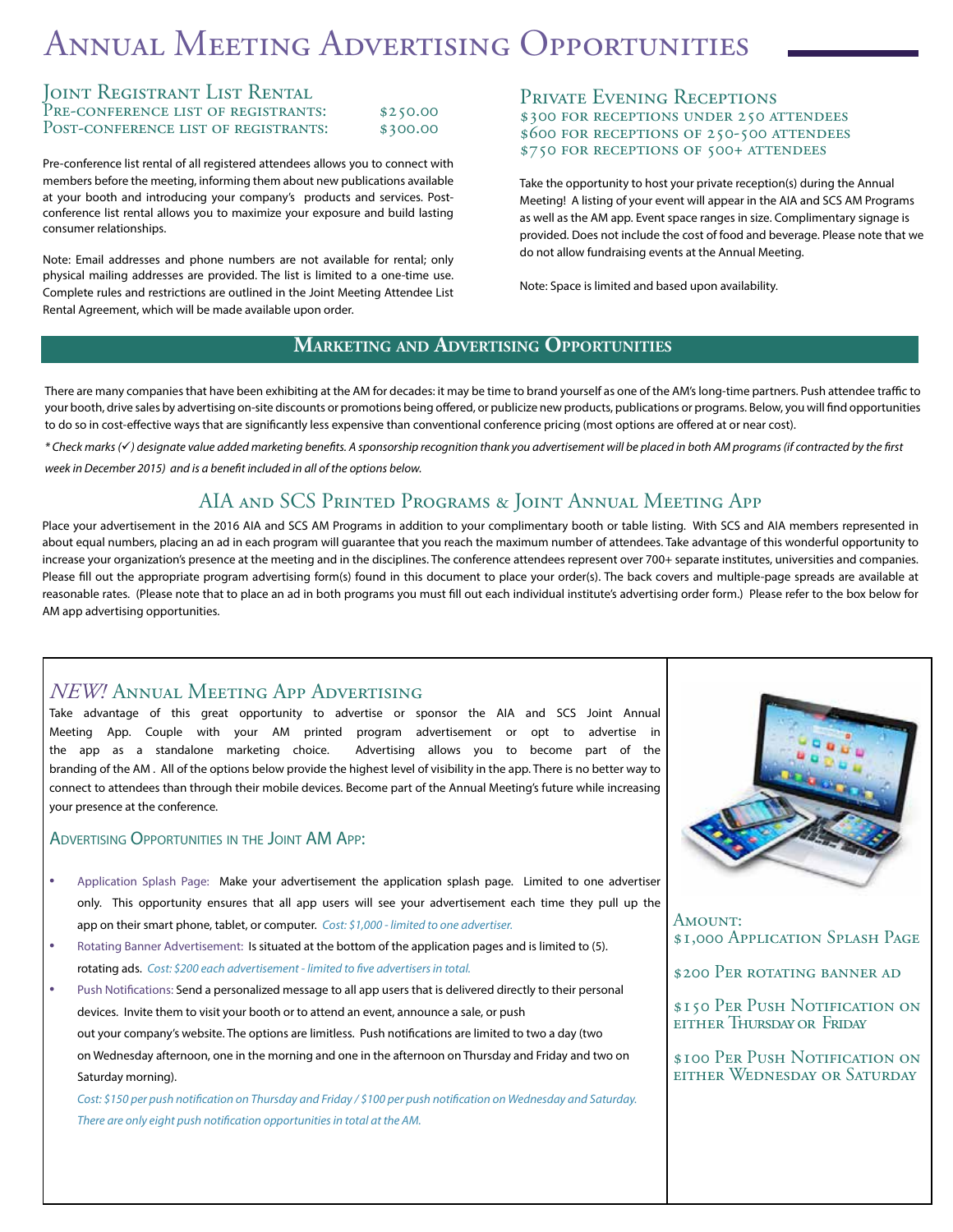# Annual Meeting Advertising Opportunities

## Joint Registrant List Rental

| | |
|---|---|
| Pre-conference list of registrants: | $250.00 |
| Post-conference list of registrants: | $300.00 |

Pre-conference list rental of all registered attendees allows you to connect with members before the meeting, informing them about new publications available at your booth and introducing your company's products and services. Post-conference list rental allows you to maximize your exposure and build lasting consumer relationships.

Note: Email addresses and phone numbers are not available for rental; only physical mailing addresses are provided. The list is limited to a one-time use. Complete rules and restrictions are outlined in the Joint Meeting Attendee List Rental Agreement, which will be made available upon order.

## Private Evening Receptions

$300 for receptions under 250 attendees
$600 for receptions of 250-500 attendees
$750 for receptions of 500+ attendees

Take the opportunity to host your private reception(s) during the Annual Meeting! A listing of your event will appear in the AIA and SCS AM Programs as well as the AM app. Event space ranges in size. Complimentary signage is provided. Does not include the cost of food and beverage. Please note that we do not allow fundraising events at the Annual Meeting.

Note: Space is limited and based upon availability.

## Marketing and Advertising Opportunities

There are many companies that have been exhibiting at the AM for decades: it may be time to brand yourself as one of the AM's long-time partners. Push attendee traffic to your booth, drive sales by advertising on-site discounts or promotions being offered, or publicize new products, publications or programs. Below, you will find opportunities to do so in cost-effective ways that are significantly less expensive than conventional conference pricing (most options are offered at or near cost).

*\* Check marks (✓) designate value added marketing benefits. A sponsorship recognition thank you advertisement will be placed in both AM programs (if contracted by the first week in December 2015) and is a benefit included in all of the options below.*

## AIA and SCS Printed Programs & Joint Annual Meeting App

Place your advertisement in the 2016 AIA and SCS AM Programs in addition to your complimentary booth or table listing. With SCS and AIA members represented in about equal numbers, placing an ad in each program will guarantee that you reach the maximum number of attendees. Take advantage of this wonderful opportunity to increase your organization's presence at the meeting and in the disciplines. The conference attendees represent over 700+ separate institutes, universities and companies. Please fill out the appropriate program advertising form(s) found in this document to place your order(s). The back covers and multiple-page spreads are available at reasonable rates. (Please note that to place an ad in both programs you must fill out each individual institute's advertising order form.) Please refer to the box below for AM app advertising opportunities.

### *NEW!* Annual Meeting App Advertising

Take advantage of this great opportunity to advertise or sponsor the AIA and SCS Joint Annual Meeting App. Couple with your AM printed program advertisement or opt to advertise in the app as a standalone marketing choice. Advertising allows you to become part of the branding of the AM . All of the options below provide the highest level of visibility in the app. There is no better way to connect to attendees than through their mobile devices. Become part of the Annual Meeting's future while increasing your presence at the conference.

#### Advertising Opportunities in the Joint AM App:

- Application Splash Page: Make your advertisement the application splash page. Limited to one advertiser only. This opportunity ensures that all app users will see your advertisement each time they pull up the app on their smart phone, tablet, or computer. *Cost: $1,000 - limited to one advertiser.*
- Rotating Banner Advertisement: Is situated at the bottom of the application pages and is limited to (5). rotating ads. *Cost: $200 each advertisement - limited to five advertisers in total.*
- Push Notifications: Send a personalized message to all app users that is delivered directly to their personal devices. Invite them to visit your booth or to attend an event, announce a sale, or push out your company's website. The options are limitless. Push notifications are limited to two a day (two on Wednesday afternoon, one in the morning and one in the afternoon on Thursday and Friday and two on Saturday morning).

  *Cost: $150 per push notification on Thursday and Friday / $100 per push notification on Wednesday and Saturday. There are only eight push notification opportunities in total at the AM.*

**Amount:**

$1,000 Application Splash Page

$200 Per rotating banner ad

$150 Per Push Notification on either Thursday or Friday

$100 Per Push Notification on either Wednesday or Saturday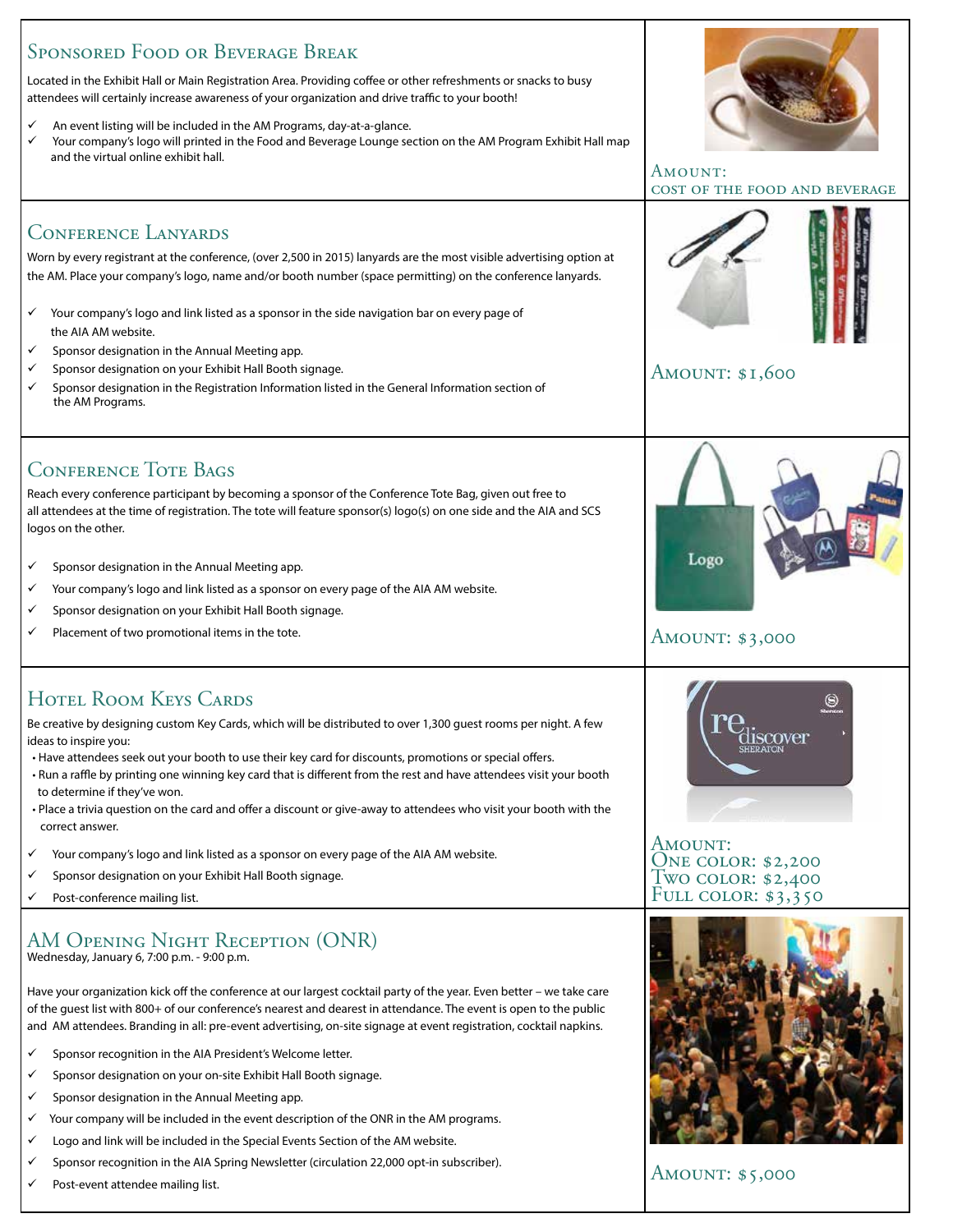## Sponsored Food or Beverage Break

Located in the Exhibit Hall or Main Registration Area. Providing coffee or other refreshments or snacks to busy attendees will certainly increase awareness of your organization and drive traffic to your booth!

- ✓ An event listing will be included in the AM Programs, day-at-a-glance.
- ✓ Your company's logo will printed in the Food and Beverage Lounge section on the AM Program Exhibit Hall map and the virtual online exhibit hall.

Amount: cost of the food and beverage

## Conference Lanyards

Worn by every registrant at the conference, (over 2,500 in 2015) lanyards are the most visible advertising option at the AM. Place your company's logo, name and/or booth number (space permitting) on the conference lanyards.

- ✓ Your company's logo and link listed as a sponsor in the side navigation bar on every page of the AIA AM website.
- ✓ Sponsor designation in the Annual Meeting app.
- ✓ Sponsor designation on your Exhibit Hall Booth signage.
- ✓ Sponsor designation in the Registration Information listed in the General Information section of the AM Programs.

Amount: $1,600

## Conference Tote Bags

Reach every conference participant by becoming a sponsor of the Conference Tote Bag, given out free to all attendees at the time of registration. The tote will feature sponsor(s) logo(s) on one side and the AIA and SCS logos on the other.

- ✓ Sponsor designation in the Annual Meeting app.
- ✓ Your company's logo and link listed as a sponsor on every page of the AIA AM website.
- ✓ Sponsor designation on your Exhibit Hall Booth signage.
- ✓ Placement of two promotional items in the tote.

Amount: $3,000

## Hotel Room Keys Cards

Be creative by designing custom Key Cards, which will be distributed to over 1,300 guest rooms per night. A few ideas to inspire you:

- Have attendees seek out your booth to use their key card for discounts, promotions or special offers.
- Run a raffle by printing one winning key card that is different from the rest and have attendees visit your booth to determine if they've won.
- Place a trivia question on the card and offer a discount or give-away to attendees who visit your booth with the correct answer.

- ✓ Your company's logo and link listed as a sponsor on every page of the AIA AM website.
- ✓ Sponsor designation on your Exhibit Hall Booth signage.
- ✓ Post-conference mailing list.

Amount:
One color: $2,200
Two color: $2,400
Full color: $3,350

## AM Opening Night Reception (ONR)

Wednesday, January 6, 7:00 p.m. - 9:00 p.m.

Have your organization kick off the conference at our largest cocktail party of the year. Even better – we take care of the guest list with 800+ of our conference's nearest and dearest in attendance. The event is open to the public and AM attendees. Branding in all: pre-event advertising, on-site signage at event registration, cocktail napkins.

- ✓ Sponsor recognition in the AIA President's Welcome letter.
- ✓ Sponsor designation on your on-site Exhibit Hall Booth signage.
- ✓ Sponsor designation in the Annual Meeting app.
- ✓ Your company will be included in the event description of the ONR in the AM programs.
- ✓ Logo and link will be included in the Special Events Section of the AM website.
- ✓ Sponsor recognition in the AIA Spring Newsletter (circulation 22,000 opt-in subscriber).
- ✓ Post-event attendee mailing list.

Amount: $5,000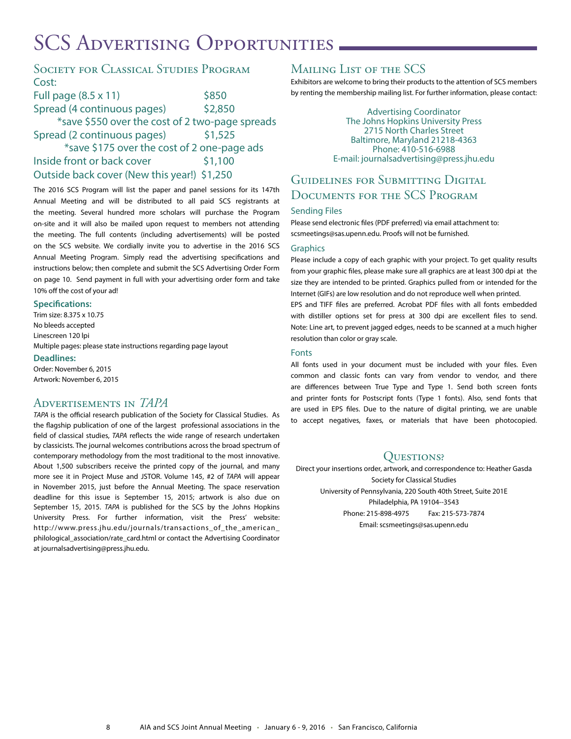# SCS Advertising Opportunities

## Society for Classical Studies Program

Cost:

Full page (8.5 x 11) $850

Spread (4 continuous pages) $2,850

*save $550 over the cost of 2 two-page spreads

Spread (2 continuous pages) $1,525

*save $175 over the cost of 2 one-page ads

Inside front or back cover $1,100

Outside back cover (New this year!) $1,250

The 2016 SCS Program will list the paper and panel sessions for its 147th Annual Meeting and will be distributed to all paid SCS registrants at the meeting. Several hundred more scholars will purchase the Program on-site and it will also be mailed upon request to members not attending the meeting. The full contents (including advertisements) will be posted on the SCS website. We cordially invite you to advertise in the 2016 SCS Annual Meeting Program. Simply read the advertising specifications and instructions below; then complete and submit the SCS Advertising Order Form on page 10. Send payment in full with your advertising order form and take 10% off the cost of your ad!

**Specifications:**

Trim size: 8.375 x 10.75

No bleeds accepted

Linescreen 120 lpi

Multiple pages: please state instructions regarding page layout

**Deadlines:**

Order: November 6, 2015

Artwork: November 6, 2015

## Advertisements in *TAPA*

*TAPA* is the official research publication of the Society for Classical Studies. As the flagship publication of one of the largest professional associations in the field of classical studies, *TAPA* reflects the wide range of research undertaken by classicists. The journal welcomes contributions across the broad spectrum of contemporary methodology from the most traditional to the most innovative. About 1,500 subscribers receive the printed copy of the journal, and many more see it in Project Muse and JSTOR. Volume 145, #2 of *TAPA* will appear in November 2015, just before the Annual Meeting. The space reservation deadline for this issue is September 15, 2015; artwork is also due on September 15, 2015. *TAPA* is published for the SCS by the Johns Hopkins University Press. For further information, visit the Press' website: http://www.press.jhu.edu/journals/transactions_of_the_american_philological_association/rate_card.html or contact the Advertising Coordinator at journalsadvertising@press.jhu.edu.

## Mailing List of the SCS

Exhibitors are welcome to bring their products to the attention of SCS members by renting the membership mailing list. For further information, please contact:

Advertising Coordinator
The Johns Hopkins University Press
2715 North Charles Street
Baltimore, Maryland 21218-4363
Phone: 410-516-6988
E-mail: journalsadvertising@press.jhu.edu

## Guidelines for Submitting Digital Documents for the SCS Program

### Sending Files

Please send electronic files (PDF preferred) via email attachment to: scsmeetings@sas.upenn.edu. Proofs will not be furnished.

### Graphics

Please include a copy of each graphic with your project. To get quality results from your graphic files, please make sure all graphics are at least 300 dpi at the size they are intended to be printed. Graphics pulled from or intended for the Internet (GIFs) are low resolution and do not reproduce well when printed.

EPS and TIFF files are preferred. Acrobat PDF files with all fonts embedded with distiller options set for press at 300 dpi are excellent files to send. Note: Line art, to prevent jagged edges, needs to be scanned at a much higher resolution than color or gray scale.

### Fonts

All fonts used in your document must be included with your files. Even common and classic fonts can vary from vendor to vendor, and there are differences between True Type and Type 1. Send both screen fonts and printer fonts for Postscript fonts (Type 1 fonts). Also, send fonts that are used in EPS files. Due to the nature of digital printing, we are unable to accept negatives, faxes, or materials that have been photocopied.

## Questions?

Direct your insertions order, artwork, and correspondence to: Heather Gasda
Society for Classical Studies
University of Pennsylvania, 220 South 40th Street, Suite 201E
Philadelphia, PA 19104--3543
Phone: 215-898-4975 Fax: 215-573-7874
Email: scsmeetings@sas.upenn.edu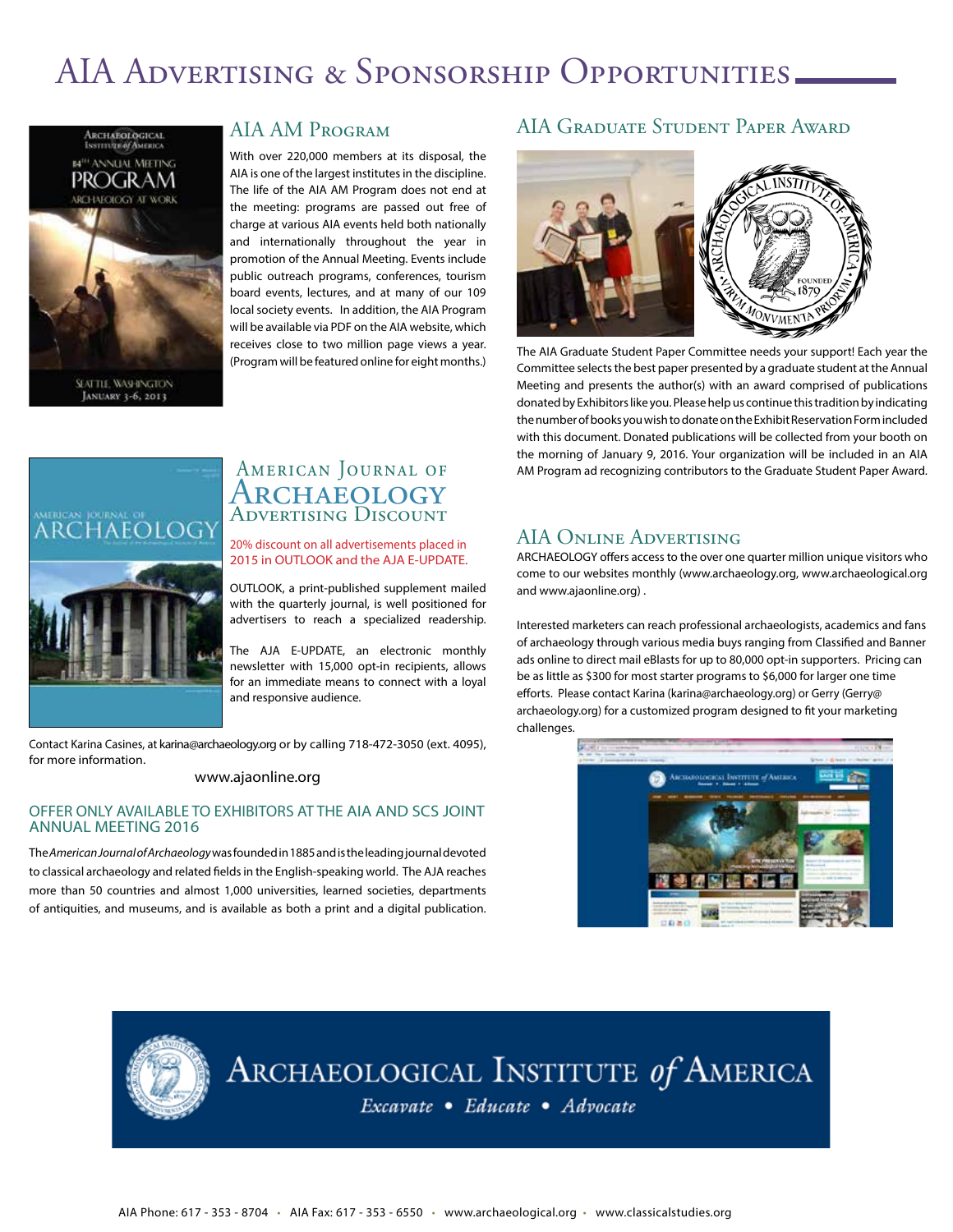# AIA Advertising & Sponsorship Opportunities

## AIA AM Program

With over 220,000 members at its disposal, the AIA is one of the largest institutes in the discipline. The life of the AIA AM Program does not end at the meeting: programs are passed out free of charge at various AIA events held both nationally and internationally throughout the year in promotion of the Annual Meeting. Events include public outreach programs, conferences, tourism board events, lectures, and at many of our 109 local society events. In addition, the AIA Program will be available via PDF on the AIA website, which receives close to two million page views a year. (Program will be featured online for eight months.)

## American Journal of Archaeology Advertising Discount

20% discount on all advertisements placed in 2015 in OUTLOOK and the AJA E-UPDATE.

OUTLOOK, a print-published supplement mailed with the quarterly journal, is well positioned for advertisers to reach a specialized readership.

The AJA E-UPDATE, an electronic monthly newsletter with 15,000 opt-in recipients, allows for an immediate means to connect with a loyal and responsive audience.

Contact Karina Casines, at karina@archaeology.org or by calling 718-472-3050 (ext. 4095), for more information.

www.ajaonline.org

### OFFER ONLY AVAILABLE TO EXHIBITORS AT THE AIA AND SCS JOINT ANNUAL MEETING 2016

The *American Journal of Archaeology* was founded in 1885 and is the leading journal devoted to classical archaeology and related fields in the English-speaking world. The AJA reaches more than 50 countries and almost 1,000 universities, learned societies, departments of antiquities, and museums, and is available as both a print and a digital publication.

## AIA Graduate Student Paper Award

The AIA Graduate Student Paper Committee needs your support! Each year the Committee selects the best paper presented by a graduate student at the Annual Meeting and presents the author(s) with an award comprised of publications donated by Exhibitors like you. Please help us continue this tradition by indicating the number of books you wish to donate on the Exhibit Reservation Form included with this document. Donated publications will be collected from your booth on the morning of January 9, 2016. Your organization will be included in an AIA AM Program ad recognizing contributors to the Graduate Student Paper Award.

## AIA Online Advertising

ARCHAEOLOGY offers access to the over one quarter million unique visitors who come to our websites monthly (www.archaeology.org, www.archaeological.org and www.ajaonline.org) .

Interested marketers can reach professional archaeologists, academics and fans of archaeology through various media buys ranging from Classified and Banner ads online to direct mail eBlasts for up to 80,000 opt-in supporters. Pricing can be as little as $300 for most starter programs to $6,000 for larger one time efforts. Please contact Karina (karina@archaeology.org) or Gerry (Gerry@archaeology.org) for a customized program designed to fit your marketing challenges.

**Archaeological Institute of America**

*Excavate • Educate • Advocate*

AIA Phone: 617 - 353 - 8704 • AIA Fax: 617 - 353 - 6550 • www.archaeological.org • www.classicalstudies.org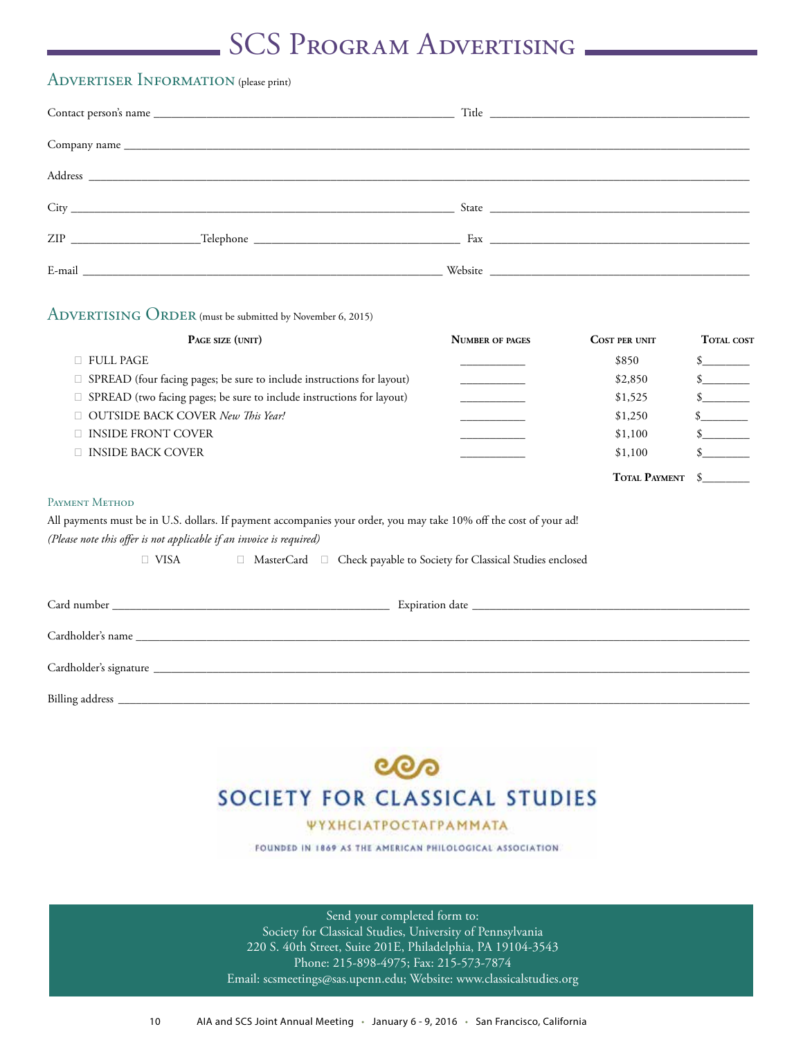# SCS Program Advertising

## Advertiser Information (please print)

Contact person's name ______________________________ Title ______________________________

Company name ____________________________________________________________

Address ____________________________________________________________

City ______________________________ State ______________________________

ZIP ______________ Telephone ______________________ Fax ______________________

E-mail ______________________________ Website ______________________________

## Advertising Order (must be submitted by November 6, 2015)

| Page size (unit) | Number of pages | Cost per unit | Total cost |
|---|---|---|---|
| ☐ FULL PAGE | __________ | $850 | $_______ |
| ☐ SPREAD (four facing pages; be sure to include instructions for layout) | __________ | $2,850 | $_______ |
| ☐ SPREAD (two facing pages; be sure to include instructions for layout) | __________ | $1,525 | $_______ |
| ☐ OUTSIDE BACK COVER *New This Year!* | __________ | $1,250 | $_______ |
| ☐ INSIDE FRONT COVER | __________ | $1,100 | $_______ |
| ☐ INSIDE BACK COVER | __________ | $1,100 | $_______ |
| | | **Total Payment** | $_______ |

### Payment Method

All payments must be in U.S. dollars. If payment accompanies your order, you may take 10% off the cost of your ad!
*(Please note this offer is not applicable if an invoice is required)*

☐ VISA ☐ MasterCard ☐ Check payable to Society for Classical Studies enclosed

Card number ______________________________ Expiration date ______________________________

Cardholder's name ____________________________________________________________

Cardholder's signature ____________________________________________________________

Billing address ____________________________________________________________

SOCIETY FOR CLASSICAL STUDIES

ΨΥΧΗΣΙΑΤΡΟΣΤΑΓΡΑΜΜΑΤΑ

FOUNDED IN 1869 AS THE AMERICAN PHILOLOGICAL ASSOCIATION

Send your completed form to:
Society for Classical Studies, University of Pennsylvania
220 S. 40th Street, Suite 201E, Philadelphia, PA 19104-3543
Phone: 215-898-4975; Fax: 215-573-7874
Email: scsmeetings@sas.upenn.edu; Website: www.classicalstudies.org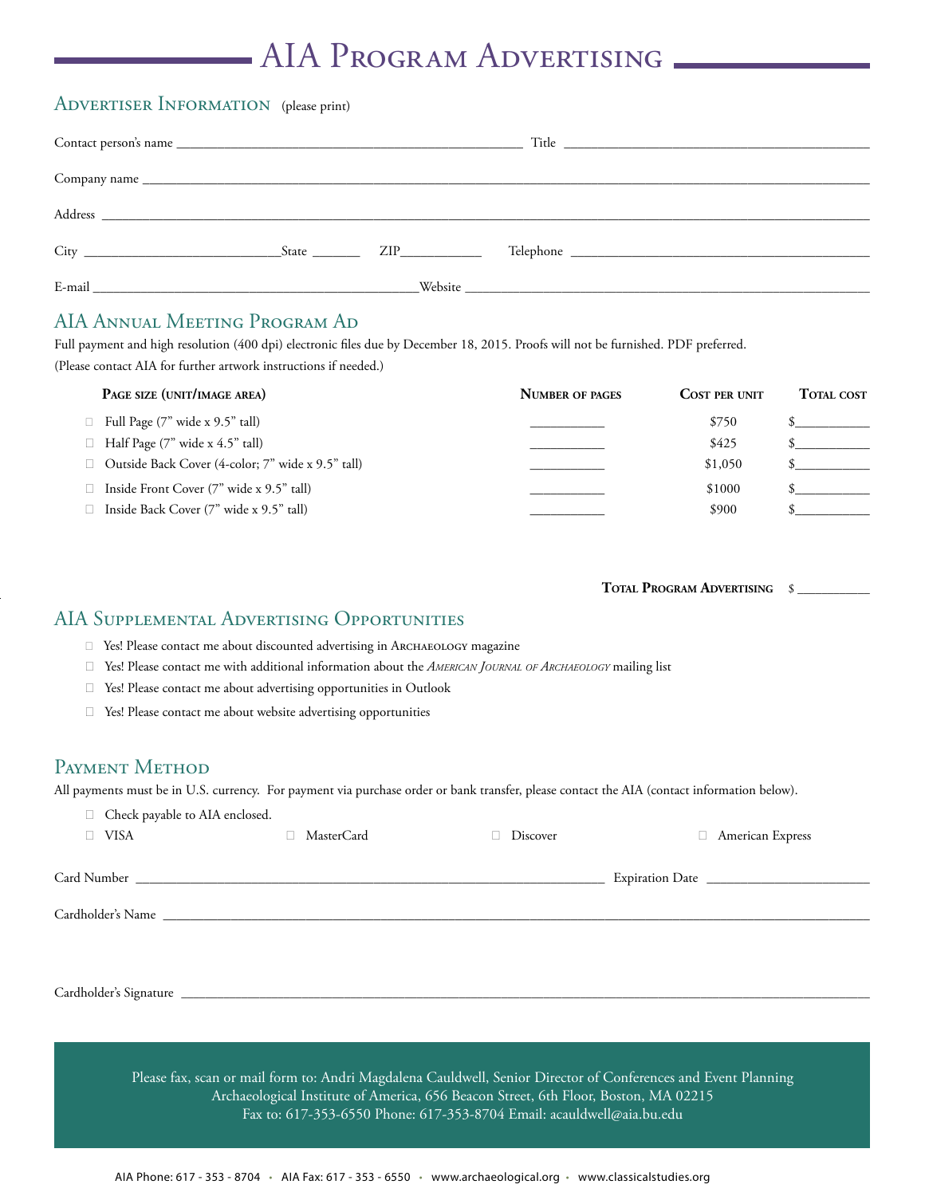# AIA Program Advertising

## Advertiser Information (please print)

Contact person's name ____________________ Title ____________________

Company name ________________________________________

Address ________________________________________

City ____________ State ______ ZIP ________ Telephone ____________________

E-mail ____________________ Website ____________________

## AIA Annual Meeting Program Ad

Full payment and high resolution (400 dpi) electronic files due by December 18, 2015. Proofs will not be furnished. PDF preferred.

(Please contact AIA for further artwork instructions if needed.)

| Page size (unit/image area) | Number of pages | Cost per unit | Total cost |
|---|---|---|---|
| ☐ Full Page (7" wide x 9.5" tall) | ________ | $750 | $________ |
| ☐ Half Page (7" wide x 4.5" tall) | ________ | $425 | $________ |
| ☐ Outside Back Cover (4-color; 7" wide x 9.5" tall) | ________ | $1,050 | $________ |
| ☐ Inside Front Cover (7" wide x 9.5" tall) | ________ | $1000 | $________ |
| ☐ Inside Back Cover (7" wide x 9.5" tall) | ________ | $900 | $________ |

**Total Program Advertising** $ ________

## AIA Supplemental Advertising Opportunities

- ☐ Yes! Please contact me about discounted advertising in Archaeology magazine
- ☐ Yes! Please contact me with additional information about the *American Journal of Archaeology* mailing list
- ☐ Yes! Please contact me about advertising opportunities in Outlook
- ☐ Yes! Please contact me about website advertising opportunities

## Payment Method

All payments must be in U.S. currency. For payment via purchase order or bank transfer, please contact the AIA (contact information below).

☐ Check payable to AIA enclosed.

☐ VISA ☐ MasterCard ☐ Discover ☐ American Express

Card Number ____________________ Expiration Date ____________

Cardholder's Name ________________________________________

Cardholder's Signature ________________________________________

Please fax, scan or mail form to: Andri Magdalena Cauldwell, Senior Director of Conferences and Event Planning
Archaeological Institute of America, 656 Beacon Street, 6th Floor, Boston, MA 02215
Fax to: 617-353-6550 Phone: 617-353-8704 Email: acauldwell@aia.bu.edu

AIA Phone: 617 - 353 - 8704 • AIA Fax: 617 - 353 - 6550 • www.archaeological.org • www.classicalstudies.org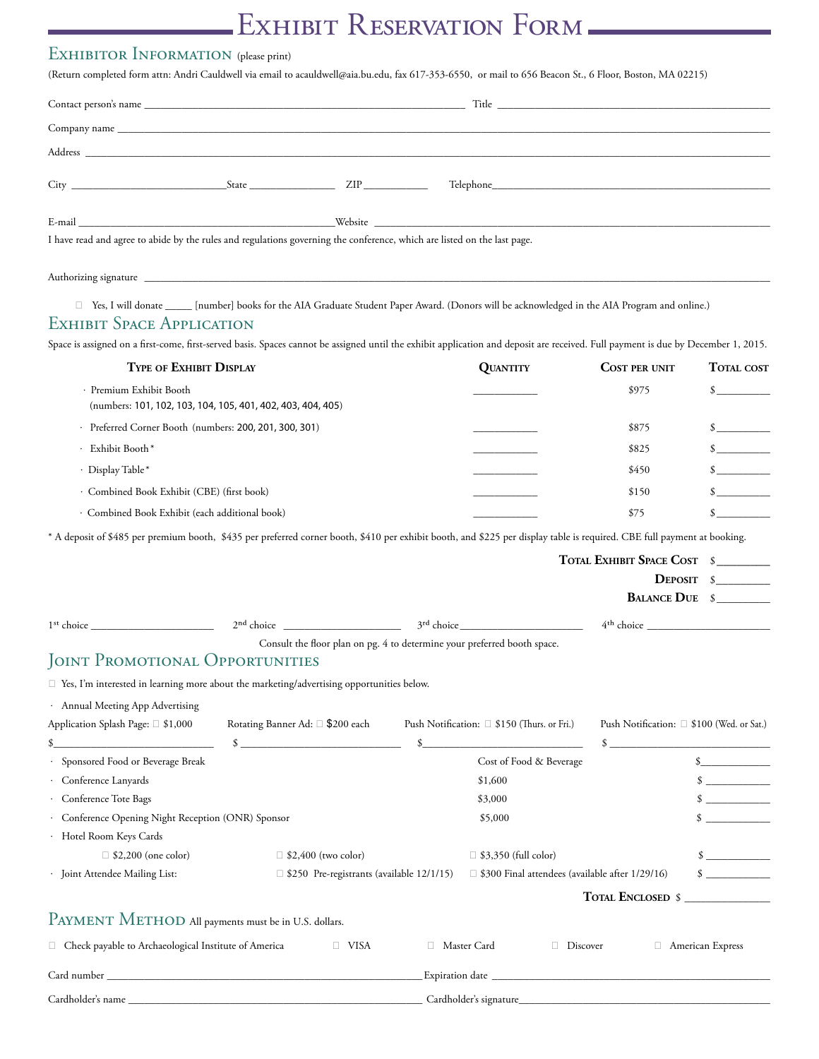# Exhibit Reservation Form

## Exhibitor Information (please print)

(Return completed form attn: Andri Cauldwell via email to acauldwell@aia.bu.edu, fax 617-353-6550, or mail to 656 Beacon St., 6 Floor, Boston, MA 02215)

Contact person's name ______________________________ Title ______________________________

Company name ____________________________________________________________

Address ____________________________________________________________

City ______________ State __________ ZIP ________ Telephone ______________________

E-mail ______________________ Website ______________________________

I have read and agree to abide by the rules and regulations governing the conference, which are listed on the last page.

Authorizing signature ____________________________________________________________

☐ Yes, I will donate _____ [number] books for the AIA Graduate Student Paper Award. (Donors will be acknowledged in the AIA Program and online.)

## Exhibit Space Application

Space is assigned on a first-come, first-served basis. Spaces cannot be assigned until the exhibit application and deposit are received. Full payment is due by December 1, 2015.

| **Type of Exhibit Display** | **Quantity** | **Cost per unit** | **Total cost** |
|---|---|---|---|
| · Premium Exhibit Booth (numbers: 101, 102, 103, 104, 105, 401, 402, 403, 404, 405) | ________ | $975 | $________ |
| · Preferred Corner Booth (numbers: 200, 201, 300, 301) | ________ | $875 | $________ |
| · Exhibit Booth* | ________ | $825 | $________ |
| · Display Table* | ________ | $450 | $________ |
| · Combined Book Exhibit (CBE) (first book) | ________ | $150 | $________ |
| · Combined Book Exhibit (each additional book) | ________ | $75 | $________ |

* A deposit of $485 per premium booth, $435 per preferred corner booth, $410 per exhibit booth, and $225 per display table is required. CBE full payment at booking.

**Total Exhibit Space Cost** $________

**Deposit** $________

**Balance Due** $________

1st choice ______________ 2nd choice ______________ 3rd choice ______________ 4th choice ______________

Consult the floor plan on pg. 4 to determine your preferred booth space.

## Joint Promotional Opportunities

☐ Yes, I'm interested in learning more about the marketing/advertising opportunities below.

· Annual Meeting App Advertising

| Application Splash Page: ☐ $1,000 | Rotating Banner Ad: ☐ $200 each | Push Notification: ☐ $150 (Thurs. or Fri.) | Push Notification: ☐ $100 (Wed. or Sat.) |
|---|---|---|---|
| $______________ | $______________ | $______________ | $______________ |

| | | | |
|---|---|---|---|
| · Sponsored Food or Beverage Break | | Cost of Food & Beverage | $________ |
| · Conference Lanyards | | $1,600 | $________ |
| · Conference Tote Bags | | $3,000 | $________ |
| · Conference Opening Night Reception (ONR) Sponsor | | $5,000 | $________ |
| · Hotel Room Keys Cards | | | |
| ☐ $2,200 (one color) | ☐ $2,400 (two color) | ☐ $3,350 (full color) | $________ |
| · Joint Attendee Mailing List: | ☐ $250 Pre-registrants (available 12/1/15) | ☐ $300 Final attendees (available after 1/29/16) | $________ |

**Total Enclosed** $____________

## Payment Method All payments must be in U.S. dollars.

☐ Check payable to Archaeological Institute of America ☐ VISA ☐ Master Card ☐ Discover ☐ American Express

Card number ______________________________ Expiration date ______________________________

Cardholder's name ______________________________ Cardholder's signature ______________________________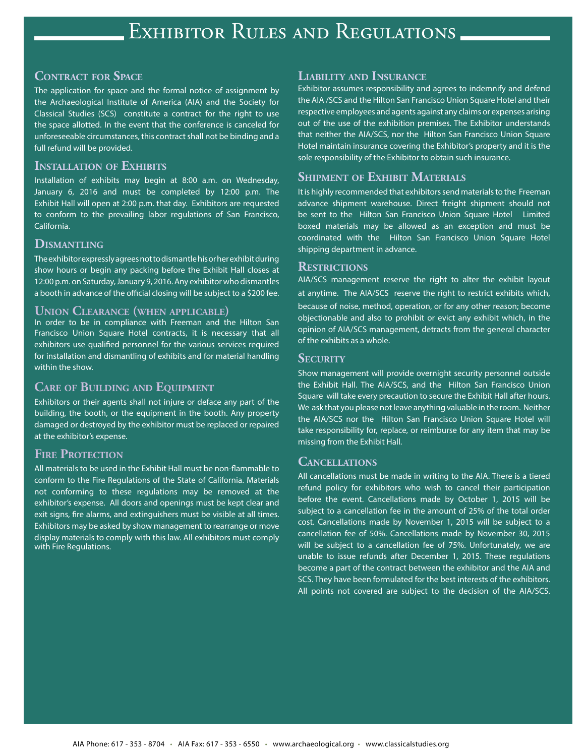# Exhibitor Rules and Regulations

## Contract for Space

The application for space and the formal notice of assignment by the Archaeological Institute of America (AIA) and the Society for Classical Studies (SCS) constitute a contract for the right to use the space allotted. In the event that the conference is canceled for unforeseeable circumstances, this contract shall not be binding and a full refund will be provided.

## Installation of Exhibits

Installation of exhibits may begin at 8:00 a.m. on Wednesday, January 6, 2016 and must be completed by 12:00 p.m. The Exhibit Hall will open at 2:00 p.m. that day. Exhibitors are requested to conform to the prevailing labor regulations of San Francisco, California.

## Dismantling

The exhibitor expressly agrees not to dismantle his or her exhibit during show hours or begin any packing before the Exhibit Hall closes at 12:00 p.m. on Saturday, January 9, 2016. Any exhibitor who dismantles a booth in advance of the official closing will be subject to a $200 fee.

## Union Clearance (when applicable)

In order to be in compliance with Freeman and the Hilton San Francisco Union Square Hotel contracts, it is necessary that all exhibitors use qualified personnel for the various services required for installation and dismantling of exhibits and for material handling within the show.

## Care of Building and Equipment

Exhibitors or their agents shall not injure or deface any part of the building, the booth, or the equipment in the booth. Any property damaged or destroyed by the exhibitor must be replaced or repaired at the exhibitor's expense.

## Fire Protection

All materials to be used in the Exhibit Hall must be non-flammable to conform to the Fire Regulations of the State of California. Materials not conforming to these regulations may be removed at the exhibitor's expense. All doors and openings must be kept clear and exit signs, fire alarms, and extinguishers must be visible at all times. Exhibitors may be asked by show management to rearrange or move display materials to comply with this law. All exhibitors must comply with Fire Regulations.

## Liability and Insurance

Exhibitor assumes responsibility and agrees to indemnify and defend the AIA /SCS and the Hilton San Francisco Union Square Hotel and their respective employees and agents against any claims or expenses arising out of the use of the exhibition premises. The Exhibitor understands that neither the AIA/SCS, nor the Hilton San Francisco Union Square Hotel maintain insurance covering the Exhibitor's property and it is the sole responsibility of the Exhibitor to obtain such insurance.

## Shipment of Exhibit Materials

It is highly recommended that exhibitors send materials to the Freeman advance shipment warehouse. Direct freight shipment should not be sent to the Hilton San Francisco Union Square Hotel Limited boxed materials may be allowed as an exception and must be coordinated with the Hilton San Francisco Union Square Hotel shipping department in advance.

## Restrictions

AIA/SCS management reserve the right to alter the exhibit layout at anytime. The AIA/SCS reserve the right to restrict exhibits which, because of noise, method, operation, or for any other reason; become objectionable and also to prohibit or evict any exhibit which, in the opinion of AIA/SCS management, detracts from the general character of the exhibits as a whole.

## Security

Show management will provide overnight security personnel outside the Exhibit Hall. The AIA/SCS, and the Hilton San Francisco Union Square will take every precaution to secure the Exhibit Hall after hours. We ask that you please not leave anything valuable in the room. Neither the AIA/SCS nor the Hilton San Francisco Union Square Hotel will take responsibility for, replace, or reimburse for any item that may be missing from the Exhibit Hall.

## Cancellations

All cancellations must be made in writing to the AIA. There is a tiered refund policy for exhibitors who wish to cancel their participation before the event. Cancellations made by October 1, 2015 will be subject to a cancellation fee in the amount of 25% of the total order cost. Cancellations made by November 1, 2015 will be subject to a cancellation fee of 50%. Cancellations made by November 30, 2015 will be subject to a cancellation fee of 75%. Unfortunately, we are unable to issue refunds after December 1, 2015. These regulations become a part of the contract between the exhibitor and the AIA and SCS. They have been formulated for the best interests of the exhibitors. All points not covered are subject to the decision of the AIA/SCS.

AIA Phone: 617 - 353 - 8704 • AIA Fax: 617 - 353 - 6550 • www.archaeological.org • www.classicalstudies.org